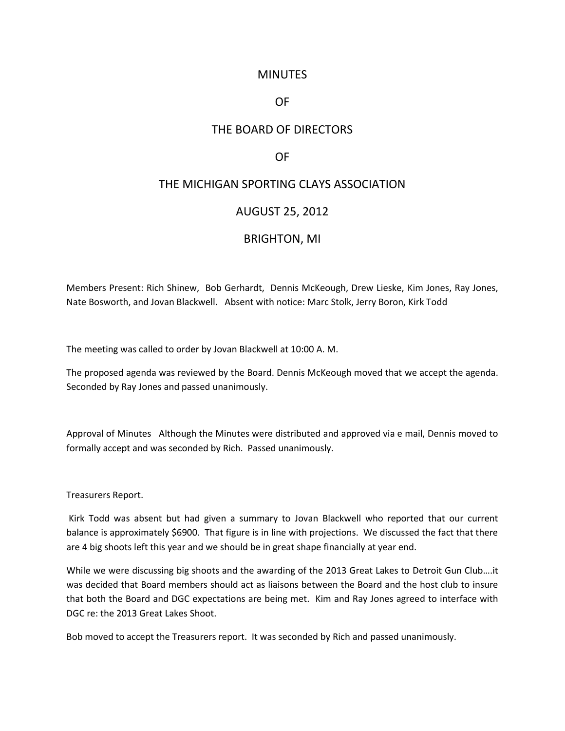# MINUTES

# OF

# THE BOARD OF DIRECTORS

# OF

# THE MICHIGAN SPORTING CLAYS ASSOCIATION

# AUGUST 25, 2012

# BRIGHTON, MI

Members Present: Rich Shinew, Bob Gerhardt, Dennis McKeough, Drew Lieske, Kim Jones, Ray Jones, Nate Bosworth, and Jovan Blackwell. Absent with notice: Marc Stolk, Jerry Boron, Kirk Todd

The meeting was called to order by Jovan Blackwell at 10:00 A. M.

The proposed agenda was reviewed by the Board. Dennis McKeough moved that we accept the agenda. Seconded by Ray Jones and passed unanimously.

Approval of Minutes Although the Minutes were distributed and approved via e mail, Dennis moved to formally accept and was seconded by Rich. Passed unanimously.

Treasurers Report.

Kirk Todd was absent but had given a summary to Jovan Blackwell who reported that our current balance is approximately $6900. That figure is in line with projections. We discussed the fact that there are 4 big shoots left this year and we should be in great shape financially at year end.

While we were discussing big shoots and the awarding of the 2013 Great Lakes to Detroit Gun Club….it was decided that Board members should act as liaisons between the Board and the host club to insure that both the Board and DGC expectations are being met. Kim and Ray Jones agreed to interface with DGC re: the 2013 Great Lakes Shoot.

Bob moved to accept the Treasurers report. It was seconded by Rich and passed unanimously.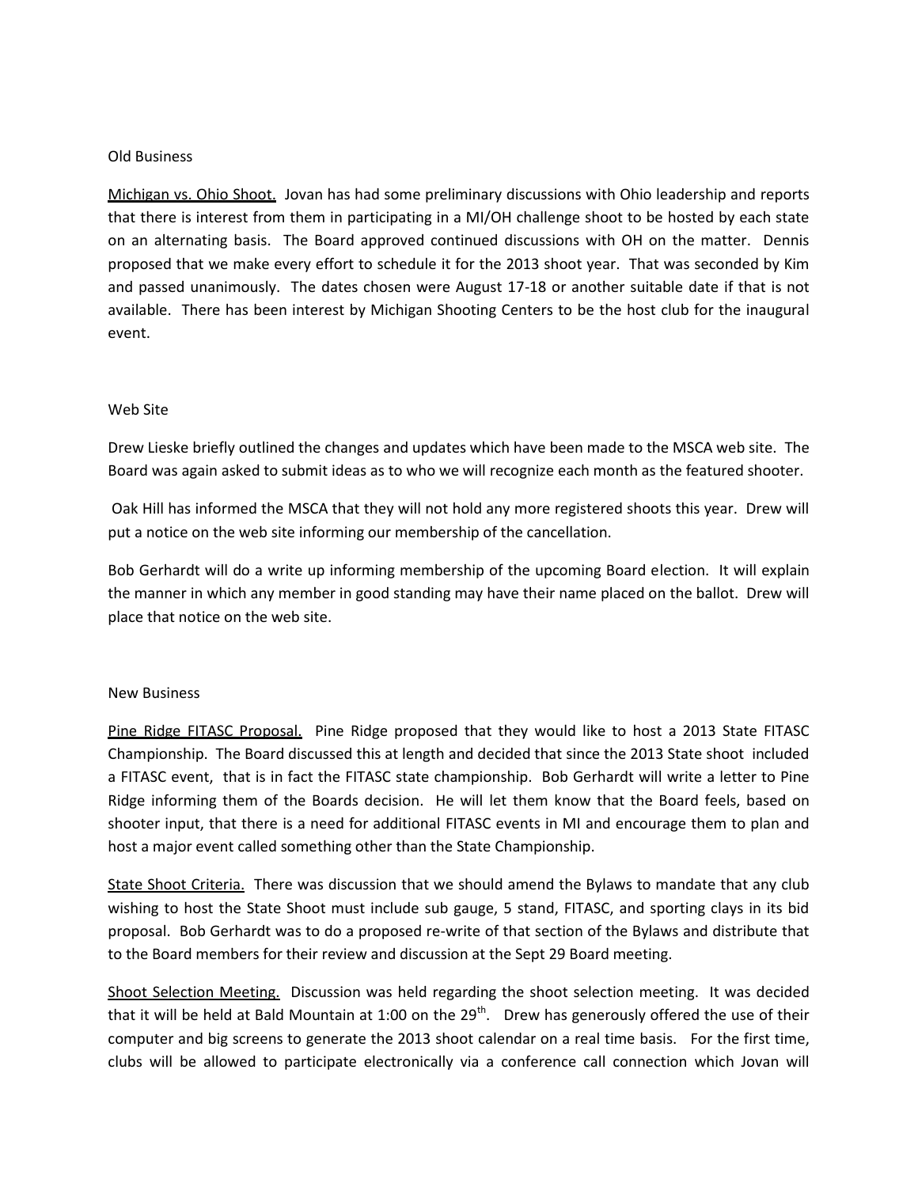Old Business

Michigan vs. Ohio Shoot. Jovan has had some preliminary discussions with Ohio leadership and reports that there is interest from them in participating in a MI/OH challenge shoot to be hosted by each state on an alternating basis. The Board approved continued discussions with OH on the matter. Dennis proposed that we make every effort to schedule it for the 2013 shoot year. That was seconded by Kim and passed unanimously. The dates chosen were August 17-18 or another suitable date if that is not available. There has been interest by Michigan Shooting Centers to be the host club for the inaugural event.

Web Site

Drew Lieske briefly outlined the changes and updates which have been made to the MSCA web site. The Board was again asked to submit ideas as to who we will recognize each month as the featured shooter.

Oak Hill has informed the MSCA that they will not hold any more registered shoots this year. Drew will put a notice on the web site informing our membership of the cancellation.

Bob Gerhardt will do a write up informing membership of the upcoming Board election. It will explain the manner in which any member in good standing may have their name placed on the ballot. Drew will place that notice on the web site.

New Business

Pine Ridge FITASC Proposal. Pine Ridge proposed that they would like to host a 2013 State FITASC Championship. The Board discussed this at length and decided that since the 2013 State shoot included a FITASC event, that is in fact the FITASC state championship. Bob Gerhardt will write a letter to Pine Ridge informing them of the Boards decision. He will let them know that the Board feels, based on shooter input, that there is a need for additional FITASC events in MI and encourage them to plan and host a major event called something other than the State Championship.

State Shoot Criteria. There was discussion that we should amend the Bylaws to mandate that any club wishing to host the State Shoot must include sub gauge, 5 stand, FITASC, and sporting clays in its bid proposal. Bob Gerhardt was to do a proposed re-write of that section of the Bylaws and distribute that to the Board members for their review and discussion at the Sept 29 Board meeting.

Shoot Selection Meeting. Discussion was held regarding the shoot selection meeting. It was decided that it will be held at Bald Mountain at 1:00 on the 29th. Drew has generously offered the use of their computer and big screens to generate the 2013 shoot calendar on a real time basis. For the first time, clubs will be allowed to participate electronically via a conference call connection which Jovan will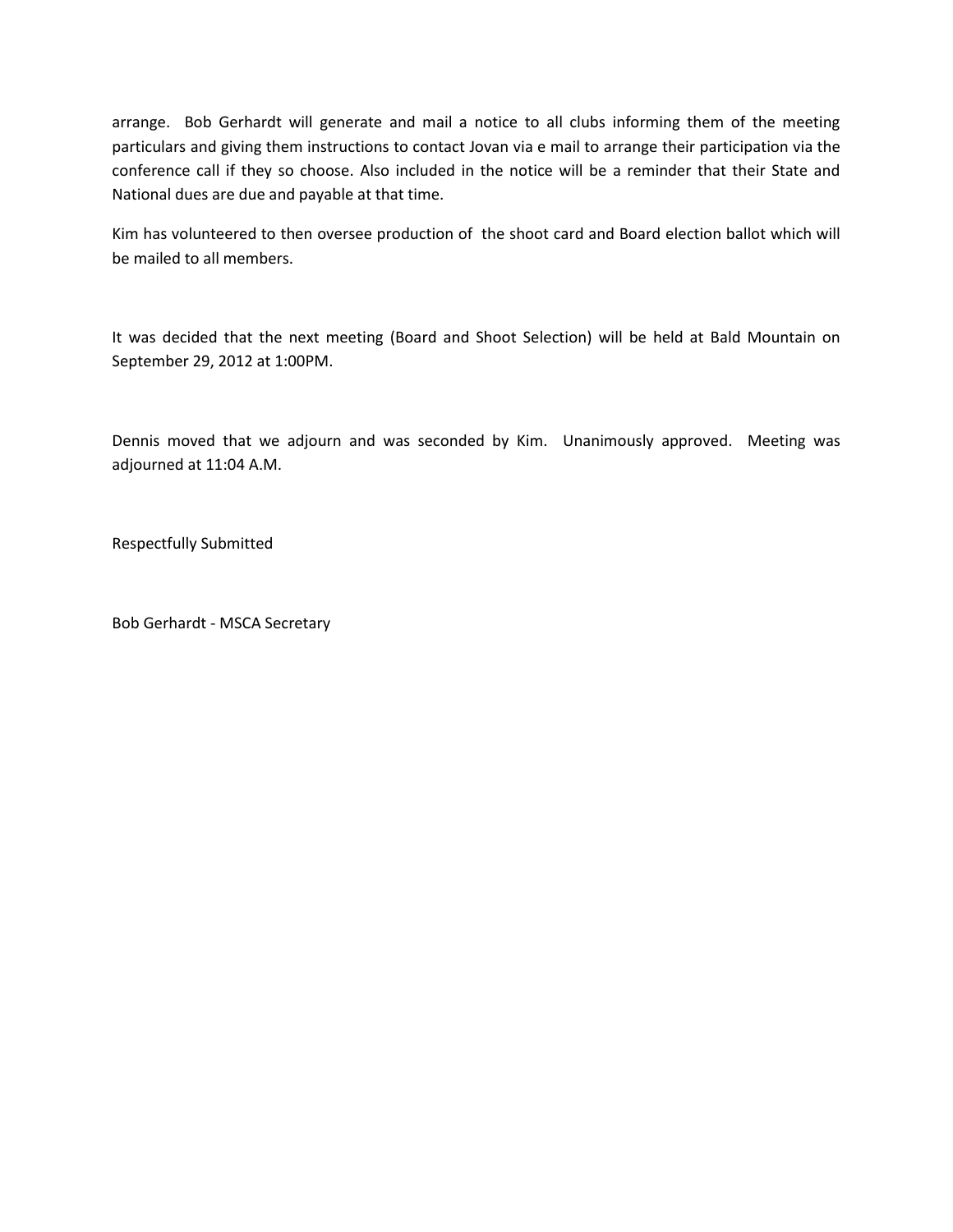arrange. Bob Gerhardt will generate and mail a notice to all clubs informing them of the meeting particulars and giving them instructions to contact Jovan via e mail to arrange their participation via the conference call if they so choose. Also included in the notice will be a reminder that their State and National dues are due and payable at that time.

Kim has volunteered to then oversee production of the shoot card and Board election ballot which will be mailed to all members.

It was decided that the next meeting (Board and Shoot Selection) will be held at Bald Mountain on September 29, 2012 at 1:00PM.

Dennis moved that we adjourn and was seconded by Kim. Unanimously approved. Meeting was adjourned at 11:04 A.M.

Respectfully Submitted

Bob Gerhardt - MSCA Secretary